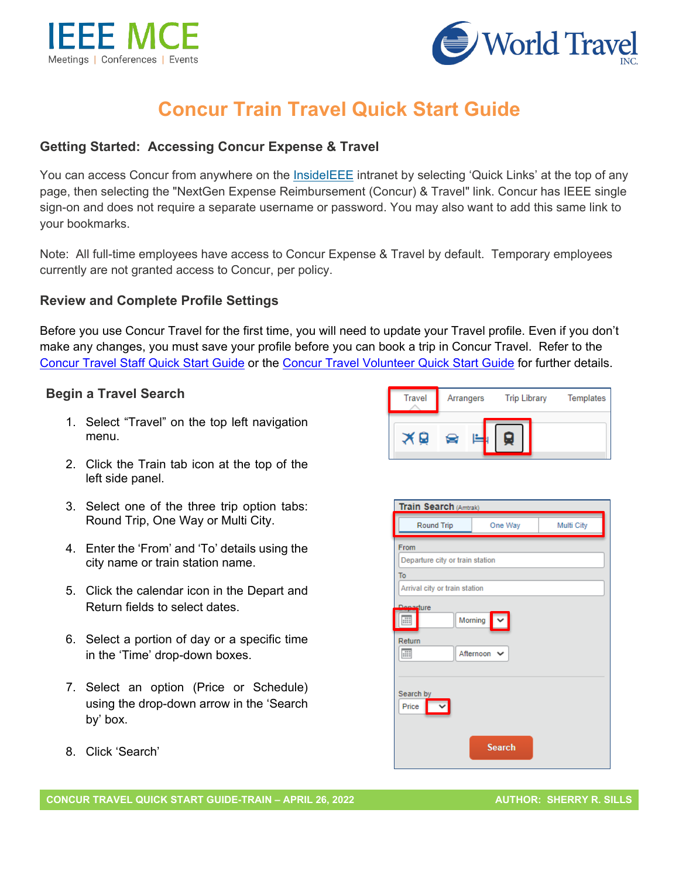IEEE MCE
Meetings | Conferences | Events

World Travel INC.

# Concur Train Travel Quick Start Guide

## Getting Started: Accessing Concur Expense & Travel

You can access Concur from anywhere on the InsideIEEE intranet by selecting 'Quick Links' at the top of any page, then selecting the "NextGen Expense Reimbursement (Concur) & Travel" link. Concur has IEEE single sign-on and does not require a separate username or password. You may also want to add this same link to your bookmarks.

Note: All full-time employees have access to Concur Expense & Travel by default. Temporary employees currently are not granted access to Concur, per policy.

## Review and Complete Profile Settings

Before you use Concur Travel for the first time, you will need to update your Travel profile. Even if you don't make any changes, you must save your profile before you can book a trip in Concur Travel. Refer to the Concur Travel Staff Quick Start Guide or the Concur Travel Volunteer Quick Start Guide for further details.

## Begin a Travel Search

1. Select "Travel" on the top left navigation menu.
2. Click the Train tab icon at the top of the left side panel.
3. Select one of the three trip option tabs: Round Trip, One Way or Multi City.
4. Enter the 'From' and 'To' details using the city name or train station name.
5. Click the calendar icon in the Depart and Return fields to select dates.
6. Select a portion of day or a specific time in the 'Time' drop-down boxes.
7. Select an option (Price or Schedule) using the drop-down arrow in the 'Search by' box.
8. Click 'Search'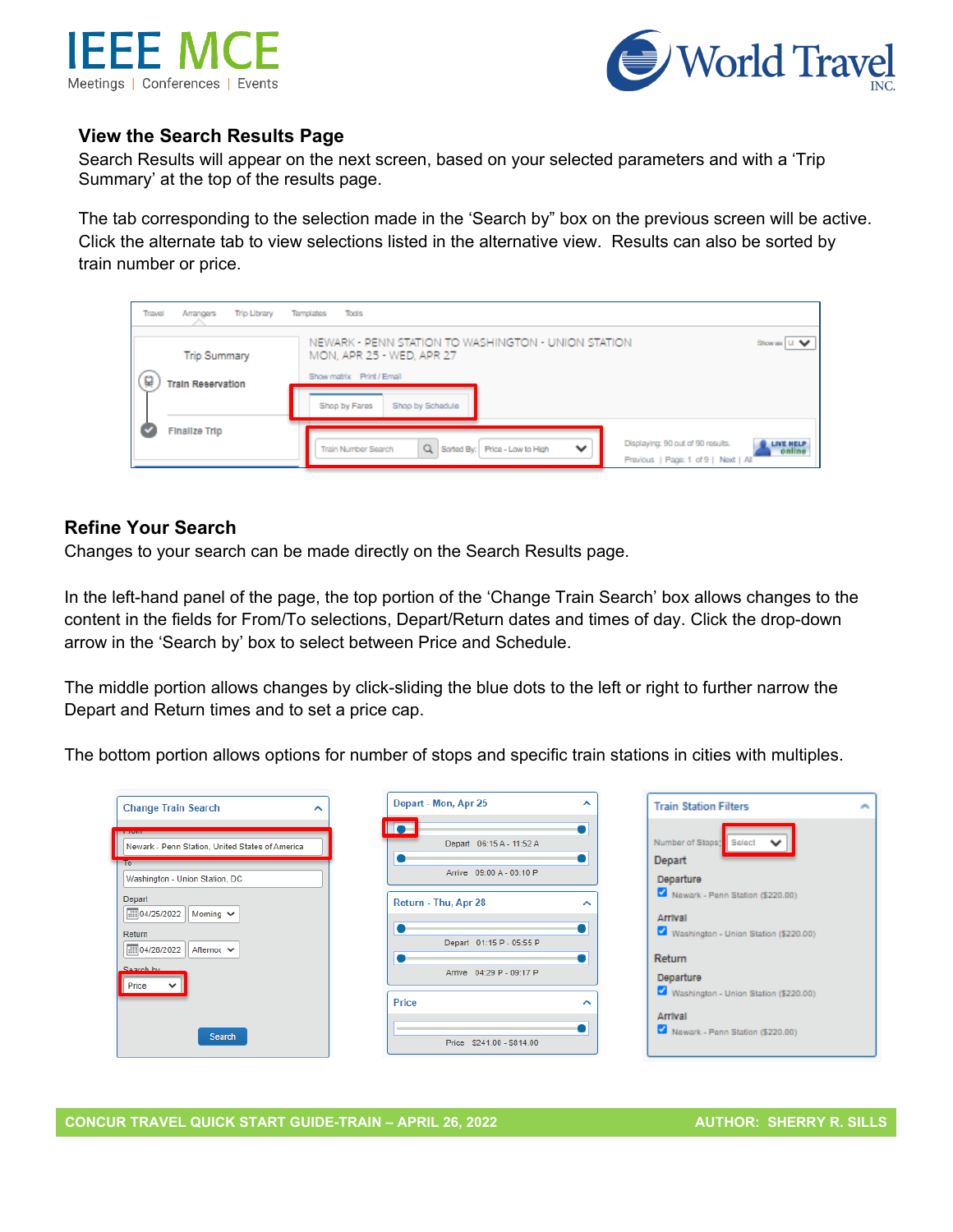### View the Search Results Page

Search Results will appear on the next screen, based on your selected parameters and with a 'Trip Summary' at the top of the results page.

The tab corresponding to the selection made in the 'Search by" box on the previous screen will be active. Click the alternate tab to view selections listed in the alternative view. Results can also be sorted by train number or price.

### Refine Your Search

Changes to your search can be made directly on the Search Results page.

In the left-hand panel of the page, the top portion of the 'Change Train Search' box allows changes to the content in the fields for From/To selections, Depart/Return dates and times of day. Click the drop-down arrow in the 'Search by' box to select between Price and Schedule.

The middle portion allows changes by click-sliding the blue dots to the left or right to further narrow the Depart and Return times and to set a price cap.

The bottom portion allows options for number of stops and specific train stations in cities with multiples.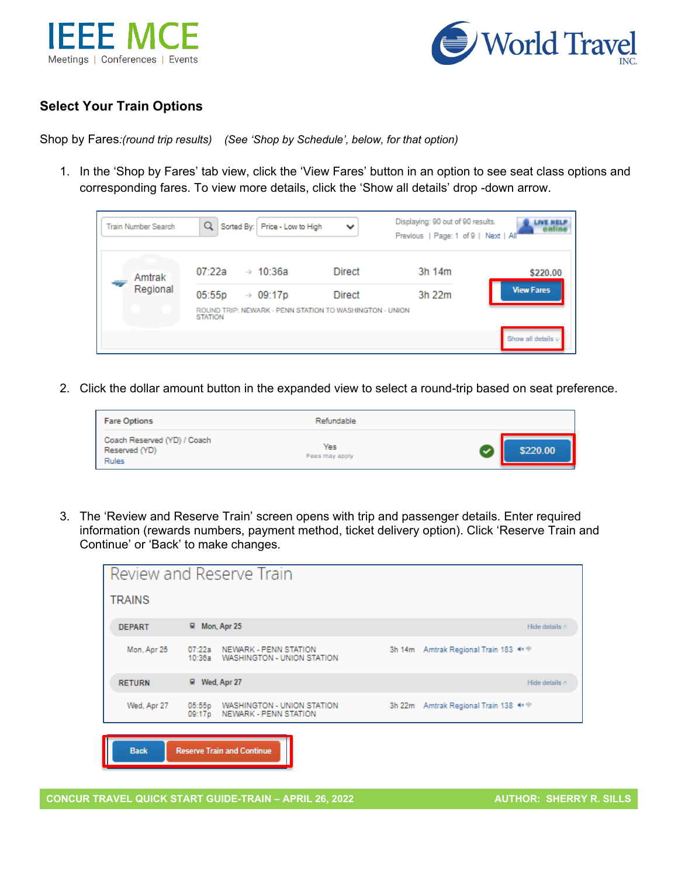### Select Your Train Options

Shop by Fares:*(round trip results)*    *(See 'Shop by Schedule', below, for that option)*

1. In the 'Shop by Fares' tab view, click the 'View Fares' button in an option to see seat class options and corresponding fares. To view more details, click the 'Show all details' drop -down arrow.

2. Click the dollar amount button in the expanded view to select a round-trip based on seat preference.

3. The 'Review and Reserve Train' screen opens with trip and passenger details. Enter required information (rewards numbers, payment method, ticket delivery option). Click 'Reserve Train and Continue' or 'Back' to make changes.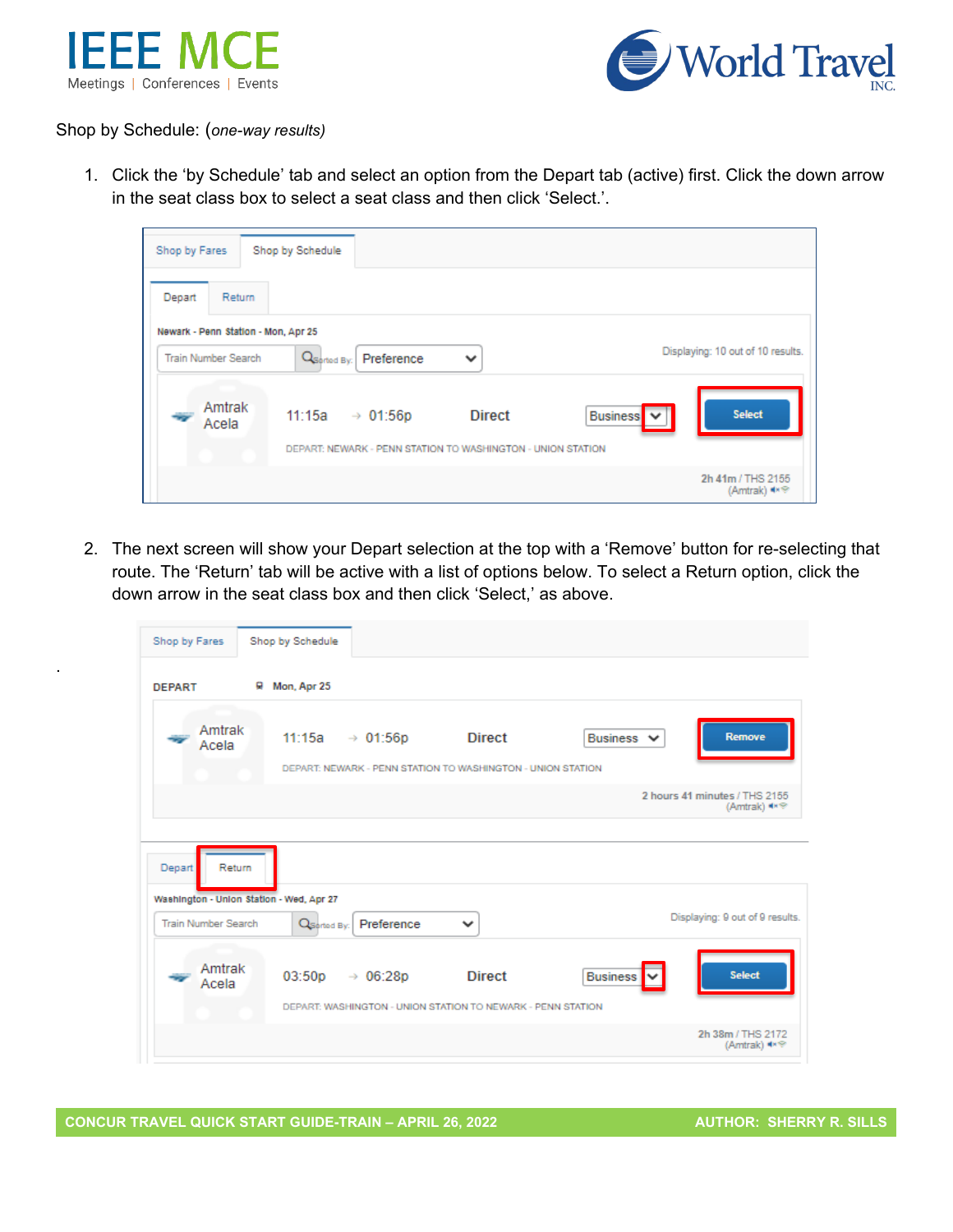Shop by Schedule: (*one-way results)*

1. Click the 'by Schedule' tab and select an option from the Depart tab (active) first. Click the down arrow in the seat class box to select a seat class and then click 'Select.'.

2. The next screen will show your Depart selection at the top with a 'Remove' button for re-selecting that route. The 'Return' tab will be active with a list of options below. To select a Return option, click the down arrow in the seat class box and then click 'Select,' as above.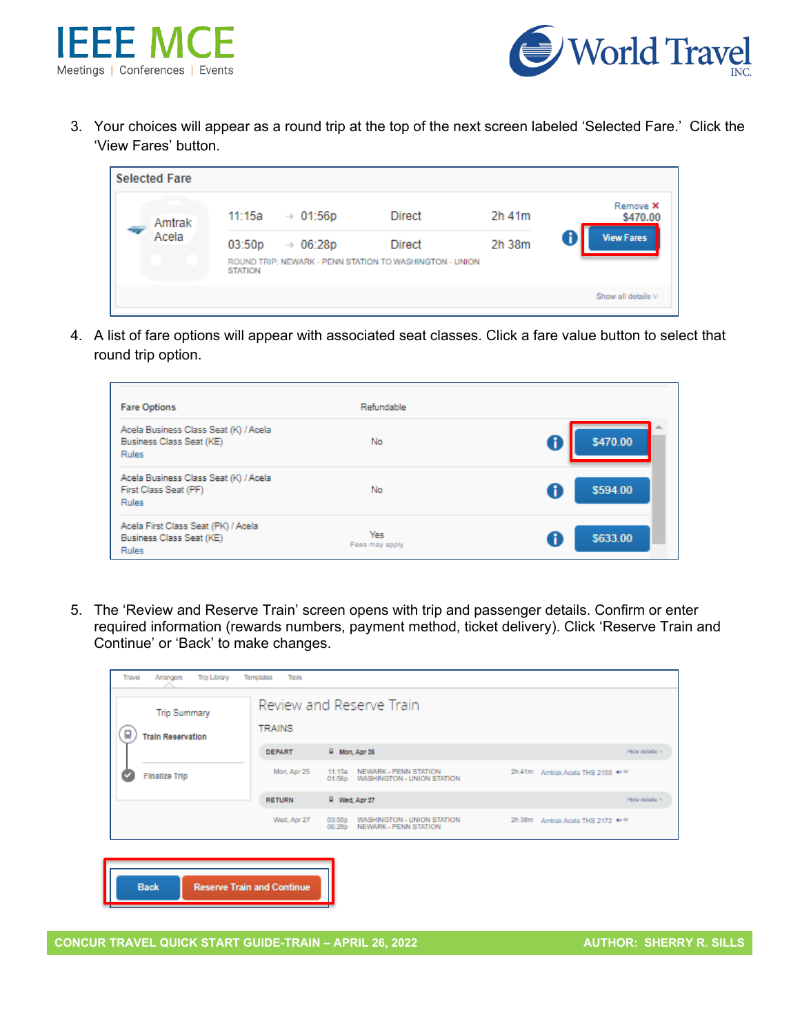3. Your choices will appear as a round trip at the top of the next screen labeled 'Selected Fare.' Click the 'View Fares' button.

4. A list of fare options will appear with associated seat classes. Click a fare value button to select that round trip option.

5. The 'Review and Reserve Train' screen opens with trip and passenger details. Confirm or enter required information (rewards numbers, payment method, ticket delivery). Click 'Reserve Train and Continue' or 'Back' to make changes.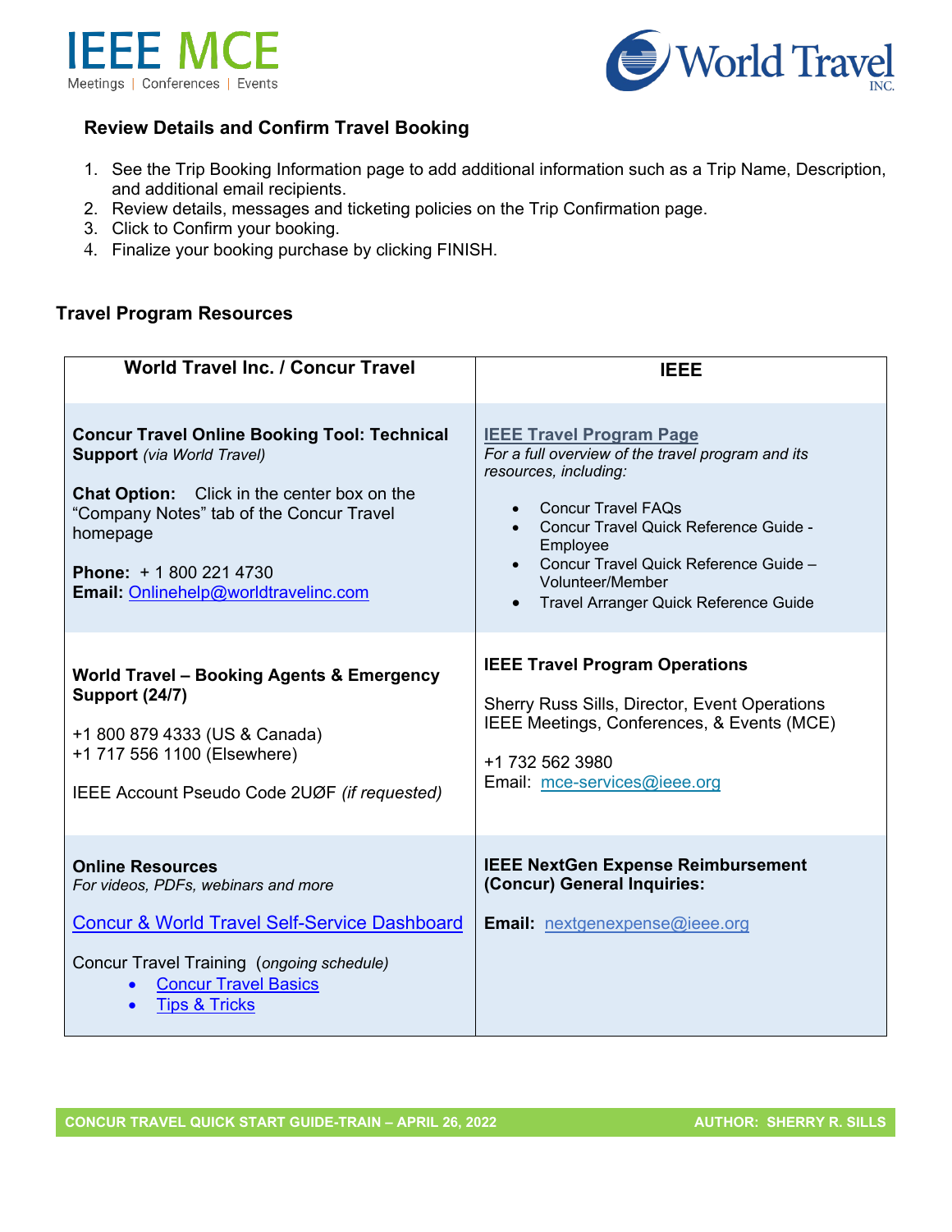### Review Details and Confirm Travel Booking

1. See the Trip Booking Information page to add additional information such as a Trip Name, Description, and additional email recipients.
2. Review details, messages and ticketing policies on the Trip Confirmation page.
3. Click to Confirm your booking.
4. Finalize your booking purchase by clicking FINISH.

## Travel Program Resources

| World Travel Inc. / Concur Travel | IEEE |
|---|---|
| **Concur Travel Online Booking Tool: Technical Support** *(via World Travel)*<br><br>**Chat Option:** Click in the center box on the "Company Notes" tab of the Concur Travel homepage<br><br>**Phone:** + 1 800 221 4730<br>**Email:** Onlinehelp@worldtravelinc.com | **IEEE Travel Program Page**<br>*For a full overview of the travel program and its resources, including:*<br><br>• Concur Travel FAQs<br>• Concur Travel Quick Reference Guide - Employee<br>• Concur Travel Quick Reference Guide – Volunteer/Member<br>• Travel Arranger Quick Reference Guide |
| **World Travel – Booking Agents & Emergency Support (24/7)**<br><br>+1 800 879 4333 (US & Canada)<br>+1 717 556 1100 (Elsewhere)<br><br>IEEE Account Pseudo Code 2UØF *(if requested)* | **IEEE Travel Program Operations**<br><br>Sherry Russ Sills, Director, Event Operations<br>IEEE Meetings, Conferences, & Events (MCE)<br><br>+1 732 562 3980<br>Email: mce-services@ieee.org |
| **Online Resources**<br>*For videos, PDFs, webinars and more*<br><br>Concur & World Travel Self-Service Dashboard<br><br>Concur Travel Training *(ongoing schedule)*<br>• Concur Travel Basics<br>• Tips & Tricks | **IEEE NextGen Expense Reimbursement (Concur) General Inquiries:**<br><br>**Email:** nextgenexpense@ieee.org |